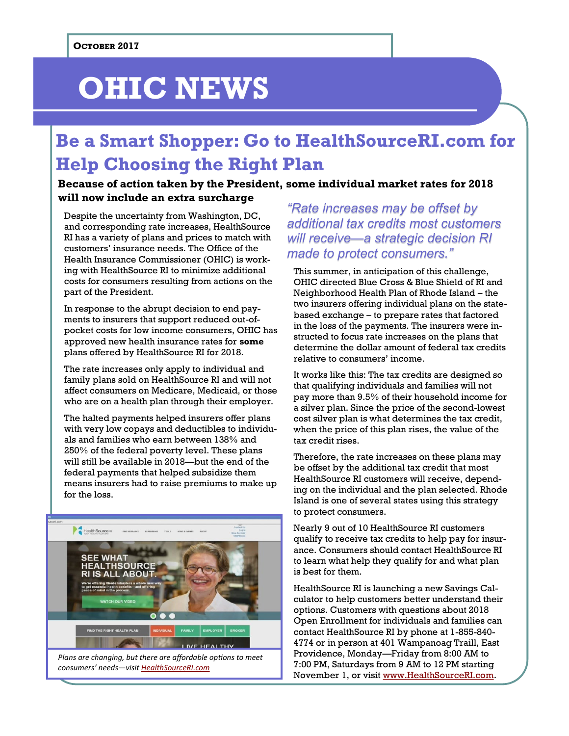OCTOBER 2017

# OHIC NEWS

## Be a Smart Shopper: Go to HealthSourceRI.com for Help Choosing the Right Plan

**Because of action taken by the President, some individual market rates for 2018 will now include an extra surcharge**

Despite the uncertainty from Washington, DC, and corresponding rate increases, HealthSource RI has a variety of plans and prices to match with customers' insurance needs. The Office of the Health Insurance Commissioner (OHIC) is working with HealthSource RI to minimize additional costs for consumers resulting from actions on the part of the President.

In response to the abrupt decision to end payments to insurers that support reduced out-of-pocket costs for low income consumers, OHIC has approved new health insurance rates for **some** plans offered by HealthSource RI for 2018.

The rate increases only apply to individual and family plans sold on HealthSource RI and will not affect consumers on Medicare, Medicaid, or those who are on a health plan through their employer.

The halted payments helped insurers offer plans with very low copays and deductibles to individuals and families who earn between 138% and 250% of the federal poverty level. These plans will still be available in 2018—but the end of the federal payments that helped subsidize them means insurers had to raise premiums to make up for the loss.

*Plans are changing, but there are affordable options to meet consumers' needs—visit HealthSourceRI.com*

*"Rate increases may be offset by additional tax credits most customers will receive—a strategic decision RI made to protect consumers."*

This summer, in anticipation of this challenge, OHIC directed Blue Cross & Blue Shield of RI and Neighborhood Health Plan of Rhode Island – the two insurers offering individual plans on the state-based exchange – to prepare rates that factored in the loss of the payments. The insurers were instructed to focus rate increases on the plans that determine the dollar amount of federal tax credits relative to consumers' income.

It works like this: The tax credits are designed so that qualifying individuals and families will not pay more than 9.5% of their household income for a silver plan. Since the price of the second-lowest cost silver plan is what determines the tax credit, when the price of this plan rises, the value of the tax credit rises.

Therefore, the rate increases on these plans may be offset by the additional tax credit that most HealthSource RI customers will receive, depending on the individual and the plan selected. Rhode Island is one of several states using this strategy to protect consumers.

Nearly 9 out of 10 HealthSource RI customers qualify to receive tax credits to help pay for insurance. Consumers should contact HealthSource RI to learn what help they qualify for and what plan is best for them.

HealthSource RI is launching a new Savings Calculator to help customers better understand their options. Customers with questions about 2018 Open Enrollment for individuals and families can contact HealthSource RI by phone at 1-855-840-4774 or in person at 401 Wampanoag Traill, East Providence, Monday—Friday from 8:00 AM to 7:00 PM, Saturdays from 9 AM to 12 PM starting November 1, or visit www.HealthSourceRI.com.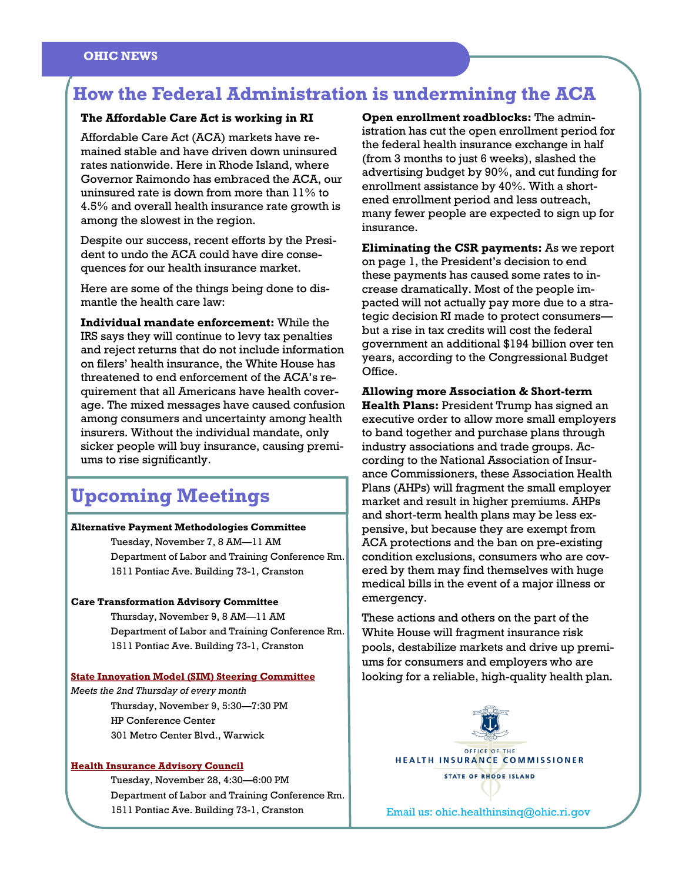OHIC NEWS

# How the Federal Administration is undermining the ACA

**The Affordable Care Act is working in RI**

Affordable Care Act (ACA) markets have remained stable and have driven down uninsured rates nationwide. Here in Rhode Island, where Governor Raimondo has embraced the ACA, our uninsured rate is down from more than 11% to 4.5% and overall health insurance rate growth is among the slowest in the region.

Despite our success, recent efforts by the President to undo the ACA could have dire consequences for our health insurance market.

Here are some of the things being done to dismantle the health care law:

**Individual mandate enforcement:** While the IRS says they will continue to levy tax penalties and reject returns that do not include information on filers' health insurance, the White House has threatened to end enforcement of the ACA's requirement that all Americans have health coverage. The mixed messages have caused confusion among consumers and uncertainty among health insurers. Without the individual mandate, only sicker people will buy insurance, causing premiums to rise significantly.

**Open enrollment roadblocks:** The administration has cut the open enrollment period for the federal health insurance exchange in half (from 3 months to just 6 weeks), slashed the advertising budget by 90%, and cut funding for enrollment assistance by 40%. With a shortened enrollment period and less outreach, many fewer people are expected to sign up for insurance.

**Eliminating the CSR payments:** As we report on page 1, the President's decision to end these payments has caused some rates to increase dramatically. Most of the people impacted will not actually pay more due to a strategic decision RI made to protect consumers—but a rise in tax credits will cost the federal government an additional $194 billion over ten years, according to the Congressional Budget Office.

**Allowing more Association & Short-term Health Plans:** President Trump has signed an executive order to allow more small employers to band together and purchase plans through industry associations and trade groups. According to the National Association of Insurance Commissioners, these Association Health Plans (AHPs) will fragment the small employer market and result in higher premiums. AHPs and short-term health plans may be less expensive, but because they are exempt from ACA protections and the ban on pre-existing condition exclusions, consumers who are covered by them may find themselves with huge medical bills in the event of a major illness or emergency.

These actions and others on the part of the White House will fragment insurance risk pools, destabilize markets and drive up premiums for consumers and employers who are looking for a reliable, high-quality health plan.

# Upcoming Meetings

**Alternative Payment Methodologies Committee**
Tuesday, November 7, 8 AM—11 AM
Department of Labor and Training Conference Rm.
1511 Pontiac Ave. Building 73-1, Cranston

**Care Transformation Advisory Committee**
Thursday, November 9, 8 AM—11 AM
Department of Labor and Training Conference Rm.
1511 Pontiac Ave. Building 73-1, Cranston

**State Innovation Model (SIM) Steering Committee**
*Meets the 2nd Thursday of every month*
Thursday, November 9, 5:30—7:30 PM
HP Conference Center
301 Metro Center Blvd., Warwick

**Health Insurance Advisory Council**
Tuesday, November 28, 4:30—6:00 PM
Department of Labor and Training Conference Rm.
1511 Pontiac Ave. Building 73-1, Cranston

OFFICE OF THE HEALTH INSURANCE COMMISSIONER
STATE OF RHODE ISLAND

Email us: ohic.healthinsinq@ohic.ri.gov